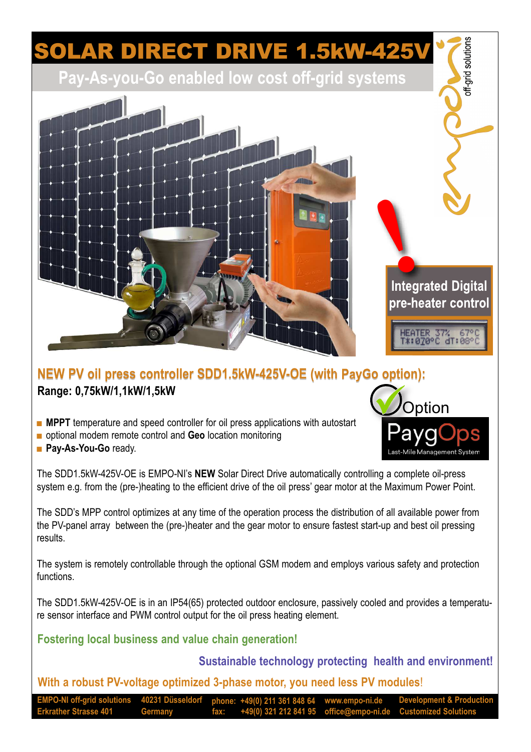# SOLAR DIRECT DRIVE 1.5kW-425V

## Pay-As-you-Go enabled low cost off-grid systems

empo-ni off-grid solutions

**Integrated Digital pre-heater control**

HEATER 37% 67°C
T*:070°C dT:08°C

## NEW PV oil press controller SDD1.5kW-425V-OE (with PayGo option):

**Range: 0,75kW/1,1kW/1,5kW**

Option
PaygOps
Last-Mile Management System

- **MPPT** temperature and speed controller for oil press applications with autostart
- optional modem remote control and **Geo** location monitoring
- **Pay-As-You-Go** ready.

The SDD1.5kW-425V-OE is EMPO-NI's **NEW** Solar Direct Drive automatically controlling a complete oil-press system e.g. from the (pre-)heating to the efficient drive of the oil press' gear motor at the Maximum Power Point.

The SDD's MPP control optimizes at any time of the operation process the distribution of all available power from the PV-panel array between the (pre-)heater and the gear motor to ensure fastest start-up and best oil pressing results.

The system is remotely controllable through the optional GSM modem and employs various safety and protection functions.

The SDD1.5kW-425V-OE is in an IP54(65) protected outdoor enclosure, passively cooled and provides a temperature sensor interface and PWM control output for the oil press heating element.

**Fostering local business and value chain generation!**

**Sustainable technology protecting health and environment!**

**With a robust PV-voltage optimized 3-phase motor, you need less PV modules!**

EMPO-NI off-grid solutions, Erkrather Strasse 401, 40231 Düsseldorf, Germany
phone: +49(0) 211 361 848 64
fax: +49(0) 321 212 841 95
www.empo-ni.de
office@empo-ni.de
Development & Production
Customized Solutions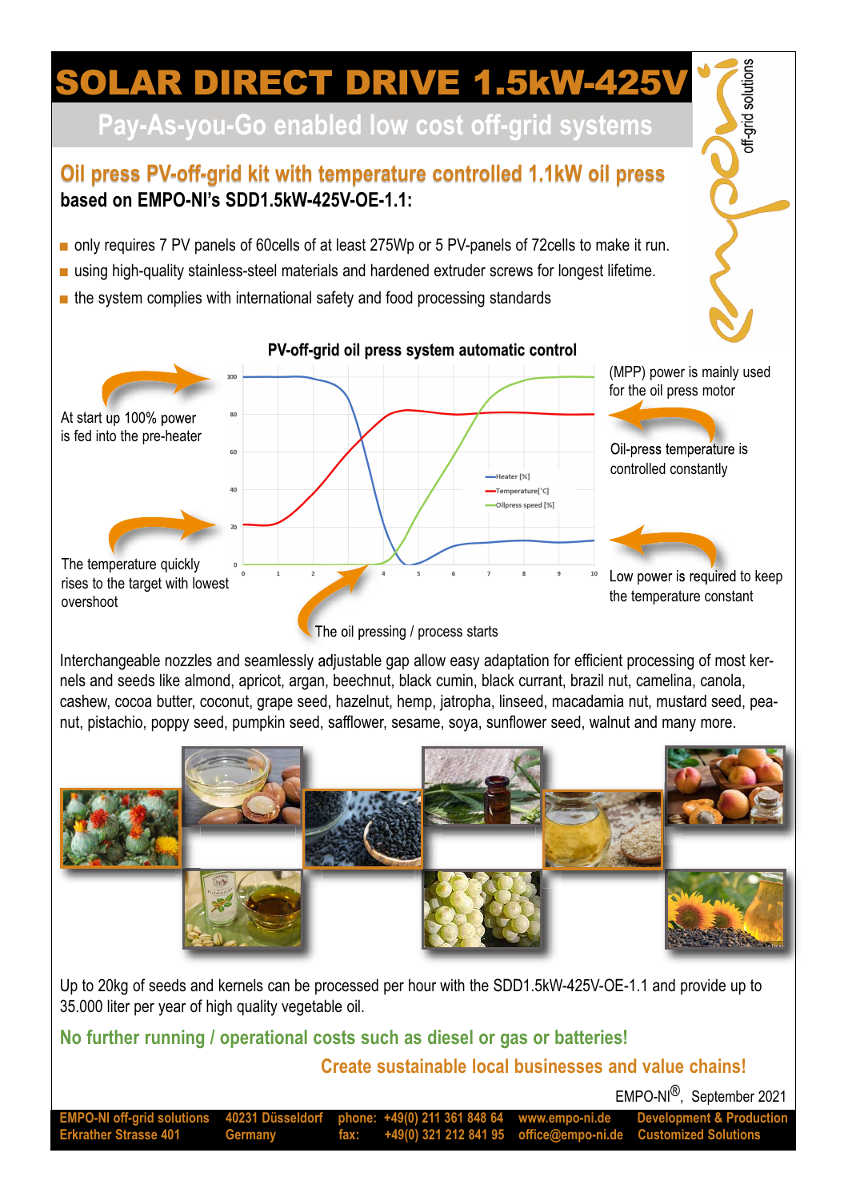# SOLAR DIRECT DRIVE 1.5kW-425V

## Pay-As-you-Go enabled low cost off-grid systems

off-grid solutions

### Oil press PV-off-grid kit with temperature controlled 1.1kW oil press

**based on EMPO-NI's SDD1.5kW-425V-OE-1.1:**

- only requires 7 PV panels of 60cells of at least 275Wp or 5 PV-panels of 72cells to make it run.
- using high-quality stainless-steel materials and hardened extruder screws for longest lifetime.
- the system complies with international safety and food processing standards

**PV-off-grid oil press system automatic control**

At start up 100% power is fed into the pre-heater

The temperature quickly rises to the target with lowest overshoot

(MPP) power is mainly used for the oil press motor

Oil-press temperature is controlled constantly

Low power is required to keep the temperature constant

The oil pressing / process starts

100
80
60
40
20
0

0 1 2 3 4 5 6 7 8 9 10

Heater [%]
Temperature[°C]
Oilpress speed [%]

Interchangeable nozzles and seamlessly adjustable gap allow easy adaptation for efficient processing of most kernels and seeds like almond, apricot, argan, beechnut, black cumin, black currant, brazil nut, camelina, canola, cashew, cocoa butter, coconut, grape seed, hazelnut, hemp, jatropha, linseed, macadamia nut, mustard seed, peanut, pistachio, poppy seed, pumpkin seed, safflower, sesame, soya, sunflower seed, walnut and many more.

Up to 20kg of seeds and kernels can be processed per hour with the SDD1.5kW-425V-OE-1.1 and provide up to 35.000 liter per year of high quality vegetable oil.

**No further running / operational costs such as diesel or gas or batteries!**

**Create sustainable local businesses and value chains!**

EMPO-NI®, September 2021

**EMPO-NI off-grid solutions** Erkrather Strasse 401 | 40231 Düsseldorf Germany | phone: +49(0) 211 361 848 64 fax: +49(0) 321 212 841 95 | www.empo-ni.de office@empo-ni.de | Development & Production Customized Solutions